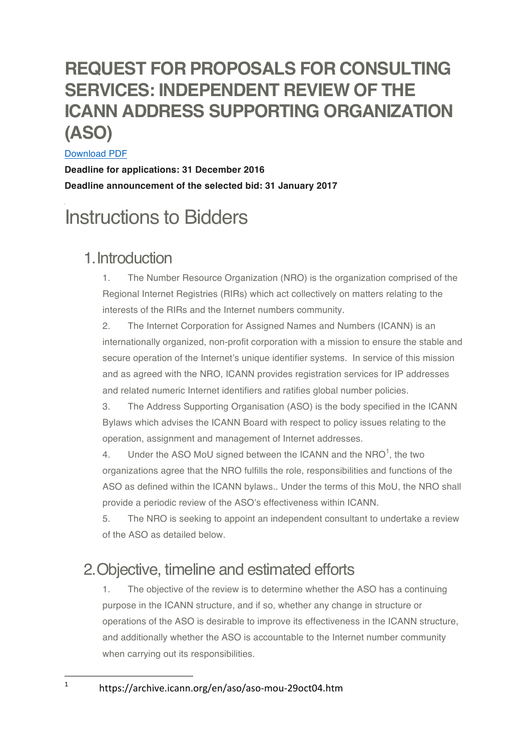# REQUEST FOR PROPOSALS FOR CONSULTING SERVICES: INDEPENDENT REVIEW OF THE ICANN ADDRESS SUPPORTING ORGANIZATION (ASO)

Download PDF

**Deadline for applications: 31 December 2016**

**Deadline announcement of the selected bid: 31 January 2017**

# Instructions to Bidders

## 1. Introduction

1. The Number Resource Organization (NRO) is the organization comprised of the Regional Internet Registries (RIRs) which act collectively on matters relating to the interests of the RIRs and the Internet numbers community.
2. The Internet Corporation for Assigned Names and Numbers (ICANN) is an internationally organized, non-profit corporation with a mission to ensure the stable and secure operation of the Internet's unique identifier systems. In service of this mission and as agreed with the NRO, ICANN provides registration services for IP addresses and related numeric Internet identifiers and ratifies global number policies.
3. The Address Supporting Organisation (ASO) is the body specified in the ICANN Bylaws which advises the ICANN Board with respect to policy issues relating to the operation, assignment and management of Internet addresses.
4. Under the ASO MoU signed between the ICANN and the NRO[1], the two organizations agree that the NRO fulfills the role, responsibilities and functions of the ASO as defined within the ICANN bylaws.. Under the terms of this MoU, the NRO shall provide a periodic review of the ASO's effectiveness within ICANN.
5. The NRO is seeking to appoint an independent consultant to undertake a review of the ASO as detailed below.

## 2. Objective, timeline and estimated efforts

1. The objective of the review is to determine whether the ASO has a continuing purpose in the ICANN structure, and if so, whether any change in structure or operations of the ASO is desirable to improve its effectiveness in the ICANN structure, and additionally whether the ASO is accountable to the Internet number community when carrying out its responsibilities.

[1] https://archive.icann.org/en/aso/aso-mou-29oct04.htm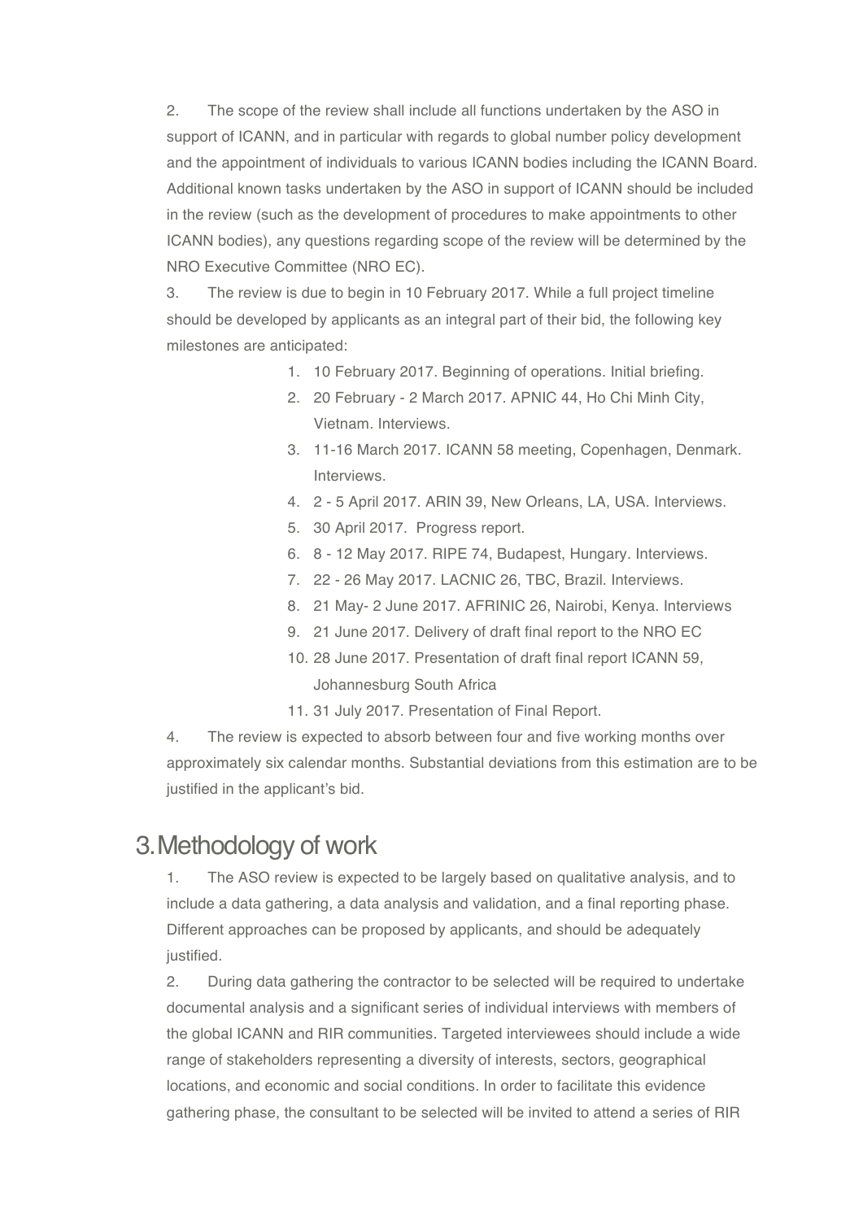2. The scope of the review shall include all functions undertaken by the ASO in support of ICANN, and in particular with regards to global number policy development and the appointment of individuals to various ICANN bodies including the ICANN Board. Additional known tasks undertaken by the ASO in support of ICANN should be included in the review (such as the development of procedures to make appointments to other ICANN bodies), any questions regarding scope of the review will be determined by the NRO Executive Committee (NRO EC).

3. The review is due to begin in 10 February 2017. While a full project timeline should be developed by applicants as an integral part of their bid, the following key milestones are anticipated:

    1. 10 February 2017. Beginning of operations. Initial briefing.
    2. 20 February - 2 March 2017. APNIC 44, Ho Chi Minh City, Vietnam. Interviews.
    3. 11-16 March 2017. ICANN 58 meeting, Copenhagen, Denmark. Interviews.
    4. 2 - 5 April 2017. ARIN 39, New Orleans, LA, USA. Interviews.
    5. 30 April 2017. Progress report.
    6. 8 - 12 May 2017. RIPE 74, Budapest, Hungary. Interviews.
    7. 22 - 26 May 2017. LACNIC 26, TBC, Brazil. Interviews.
    8. 21 May- 2 June 2017. AFRINIC 26, Nairobi, Kenya. Interviews
    9. 21 June 2017. Delivery of draft final report to the NRO EC
    10. 28 June 2017. Presentation of draft final report ICANN 59, Johannesburg South Africa
    11. 31 July 2017. Presentation of Final Report.

4. The review is expected to absorb between four and five working months over approximately six calendar months. Substantial deviations from this estimation are to be justified in the applicant's bid.

# 3. Methodology of work

1. The ASO review is expected to be largely based on qualitative analysis, and to include a data gathering, a data analysis and validation, and a final reporting phase. Different approaches can be proposed by applicants, and should be adequately justified.

2. During data gathering the contractor to be selected will be required to undertake documental analysis and a significant series of individual interviews with members of the global ICANN and RIR communities. Targeted interviewees should include a wide range of stakeholders representing a diversity of interests, sectors, geographical locations, and economic and social conditions. In order to facilitate this evidence gathering phase, the consultant to be selected will be invited to attend a series of RIR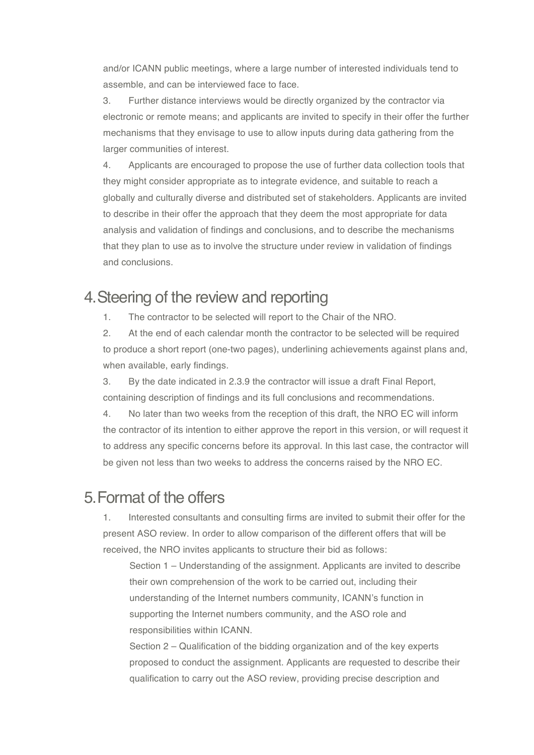and/or ICANN public meetings, where a large number of interested individuals tend to assemble, and can be interviewed face to face.

3. Further distance interviews would be directly organized by the contractor via electronic or remote means; and applicants are invited to specify in their offer the further mechanisms that they envisage to use to allow inputs during data gathering from the larger communities of interest.

4. Applicants are encouraged to propose the use of further data collection tools that they might consider appropriate as to integrate evidence, and suitable to reach a globally and culturally diverse and distributed set of stakeholders. Applicants are invited to describe in their offer the approach that they deem the most appropriate for data analysis and validation of findings and conclusions, and to describe the mechanisms that they plan to use as to involve the structure under review in validation of findings and conclusions.

# 4. Steering of the review and reporting

1. The contractor to be selected will report to the Chair of the NRO.
2. At the end of each calendar month the contractor to be selected will be required to produce a short report (one-two pages), underlining achievements against plans and, when available, early findings.
3. By the date indicated in 2.3.9 the contractor will issue a draft Final Report, containing description of findings and its full conclusions and recommendations.
4. No later than two weeks from the reception of this draft, the NRO EC will inform the contractor of its intention to either approve the report in this version, or will request it to address any specific concerns before its approval. In this last case, the contractor will be given not less than two weeks to address the concerns raised by the NRO EC.

# 5. Format of the offers

1. Interested consultants and consulting firms are invited to submit their offer for the present ASO review. In order to allow comparison of the different offers that will be received, the NRO invites applicants to structure their bid as follows:

   Section 1 – Understanding of the assignment. Applicants are invited to describe their own comprehension of the work to be carried out, including their understanding of the Internet numbers community, ICANN's function in supporting the Internet numbers community, and the ASO role and responsibilities within ICANN.

   Section 2 – Qualification of the bidding organization and of the key experts proposed to conduct the assignment. Applicants are requested to describe their qualification to carry out the ASO review, providing precise description and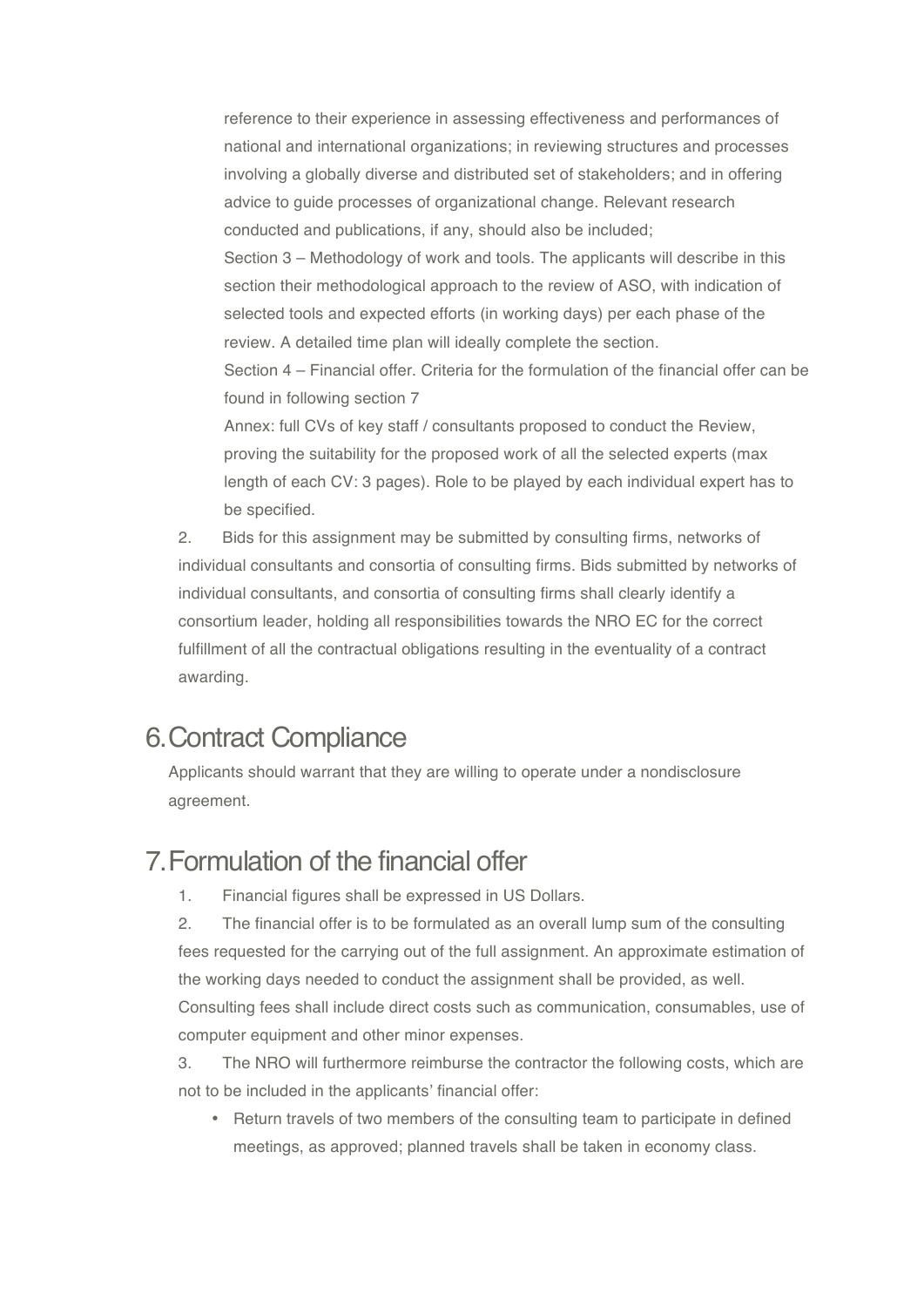reference to their experience in assessing effectiveness and performances of national and international organizations; in reviewing structures and processes involving a globally diverse and distributed set of stakeholders; and in offering advice to guide processes of organizational change. Relevant research conducted and publications, if any, should also be included;

Section 3 – Methodology of work and tools. The applicants will describe in this section their methodological approach to the review of ASO, with indication of selected tools and expected efforts (in working days) per each phase of the review. A detailed time plan will ideally complete the section.

Section 4 – Financial offer. Criteria for the formulation of the financial offer can be found in following section 7

Annex: full CVs of key staff / consultants proposed to conduct the Review, proving the suitability for the proposed work of all the selected experts (max length of each CV: 3 pages). Role to be played by each individual expert has to be specified.

2. Bids for this assignment may be submitted by consulting firms, networks of individual consultants and consortia of consulting firms. Bids submitted by networks of individual consultants, and consortia of consulting firms shall clearly identify a consortium leader, holding all responsibilities towards the NRO EC for the correct fulfillment of all the contractual obligations resulting in the eventuality of a contract awarding.

# 6. Contract Compliance

Applicants should warrant that they are willing to operate under a nondisclosure agreement.

# 7. Formulation of the financial offer

1. Financial figures shall be expressed in US Dollars.

2. The financial offer is to be formulated as an overall lump sum of the consulting fees requested for the carrying out of the full assignment. An approximate estimation of the working days needed to conduct the assignment shall be provided, as well. Consulting fees shall include direct costs such as communication, consumables, use of computer equipment and other minor expenses.

3. The NRO will furthermore reimburse the contractor the following costs, which are not to be included in the applicants' financial offer:

- Return travels of two members of the consulting team to participate in defined meetings, as approved; planned travels shall be taken in economy class.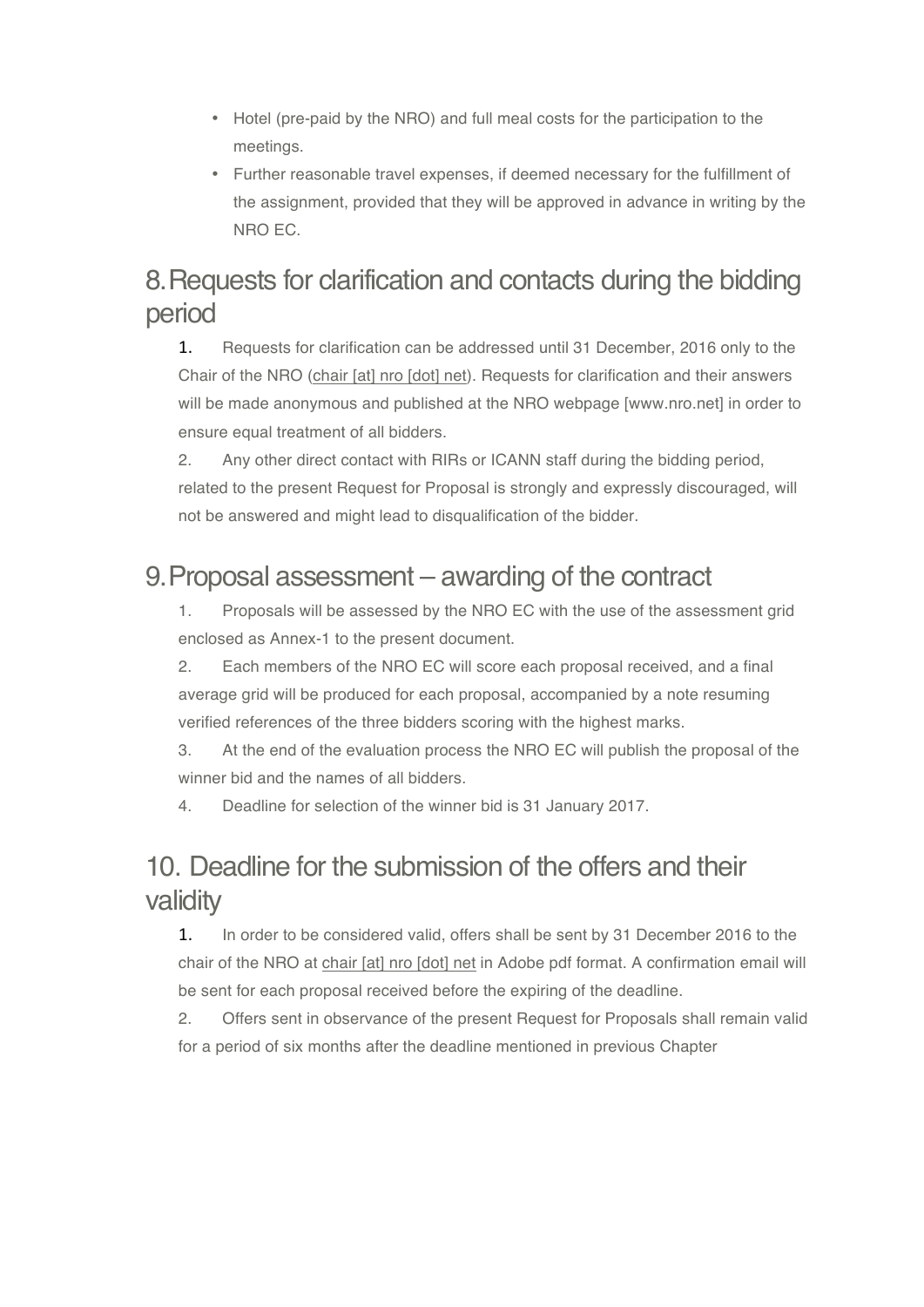- Hotel (pre-paid by the NRO) and full meal costs for the participation to the meetings.
- Further reasonable travel expenses, if deemed necessary for the fulfillment of the assignment, provided that they will be approved in advance in writing by the NRO EC.

## 8. Requests for clarification and contacts during the bidding period

1. Requests for clarification can be addressed until 31 December, 2016 only to the Chair of the NRO (chair [at] nro [dot] net). Requests for clarification and their answers will be made anonymous and published at the NRO webpage [www.nro.net] in order to ensure equal treatment of all bidders.
2. Any other direct contact with RIRs or ICANN staff during the bidding period, related to the present Request for Proposal is strongly and expressly discouraged, will not be answered and might lead to disqualification of the bidder.

## 9. Proposal assessment – awarding of the contract

1. Proposals will be assessed by the NRO EC with the use of the assessment grid enclosed as Annex-1 to the present document.
2. Each members of the NRO EC will score each proposal received, and a final average grid will be produced for each proposal, accompanied by a note resuming verified references of the three bidders scoring with the highest marks.
3. At the end of the evaluation process the NRO EC will publish the proposal of the winner bid and the names of all bidders.
4. Deadline for selection of the winner bid is 31 January 2017.

## 10. Deadline for the submission of the offers and their validity

1. In order to be considered valid, offers shall be sent by 31 December 2016 to the chair of the NRO at chair [at] nro [dot] net in Adobe pdf format. A confirmation email will be sent for each proposal received before the expiring of the deadline.
2. Offers sent in observance of the present Request for Proposals shall remain valid for a period of six months after the deadline mentioned in previous Chapter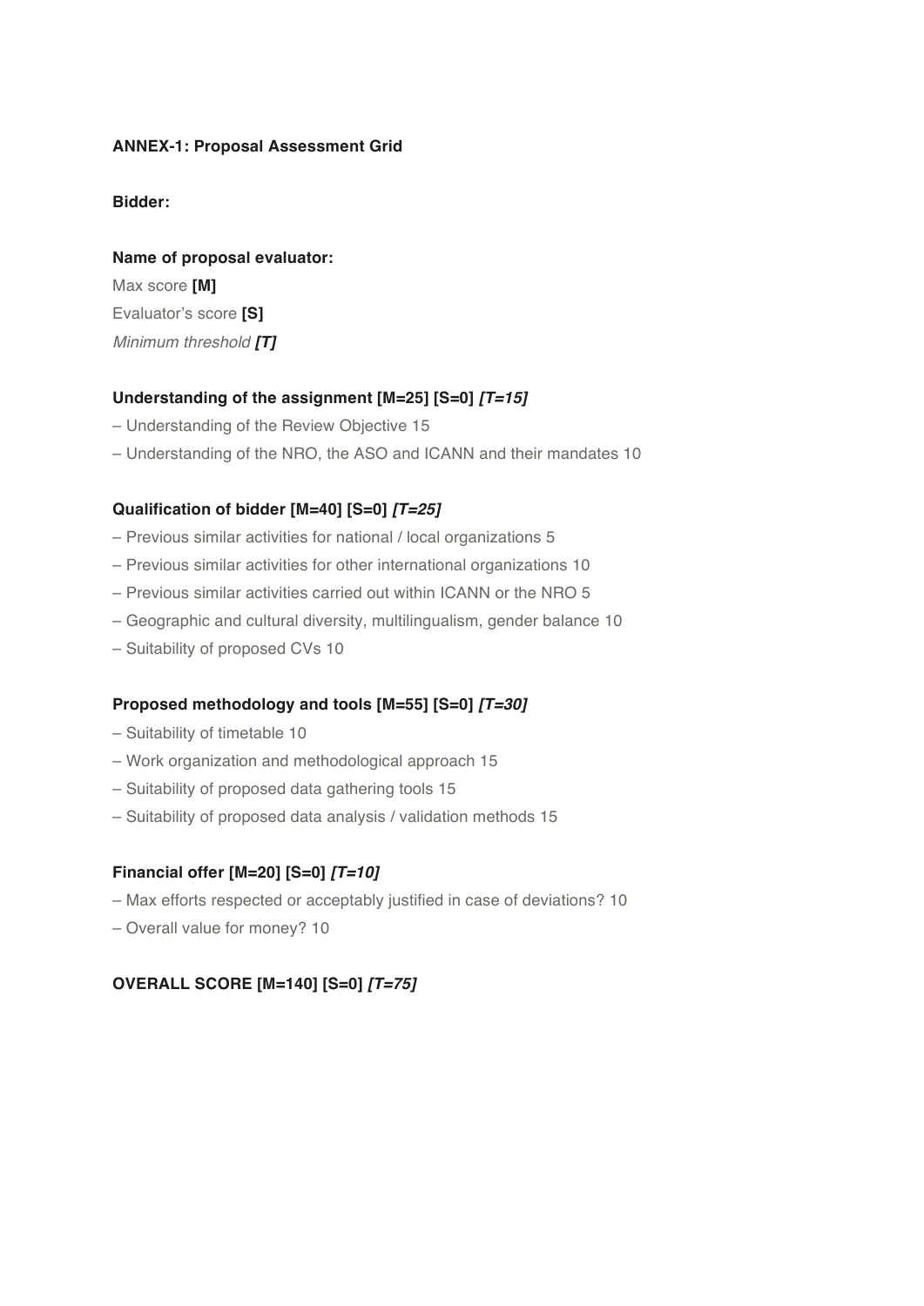**ANNEX-1: Proposal Assessment Grid**

**Bidder:**

**Name of proposal evaluator:**

Max score **[M]**

Evaluator's score **[S]**

*Minimum threshold* ***[T]***

**Understanding of the assignment [M=25] [S=0]** ***[T=15]***

– Understanding of the Review Objective 15

– Understanding of the NRO, the ASO and ICANN and their mandates 10

**Qualification of bidder [M=40] [S=0]** ***[T=25]***

– Previous similar activities for national / local organizations 5

– Previous similar activities for other international organizations 10

– Previous similar activities carried out within ICANN or the NRO 5

– Geographic and cultural diversity, multilingualism, gender balance 10

– Suitability of proposed CVs 10

**Proposed methodology and tools [M=55] [S=0]** ***[T=30]***

– Suitability of timetable 10

– Work organization and methodological approach 15

– Suitability of proposed data gathering tools 15

– Suitability of proposed data analysis / validation methods 15

**Financial offer [M=20] [S=0]** ***[T=10]***

– Max efforts respected or acceptably justified in case of deviations? 10

– Overall value for money? 10

**OVERALL SCORE [M=140] [S=0]** ***[T=75]***